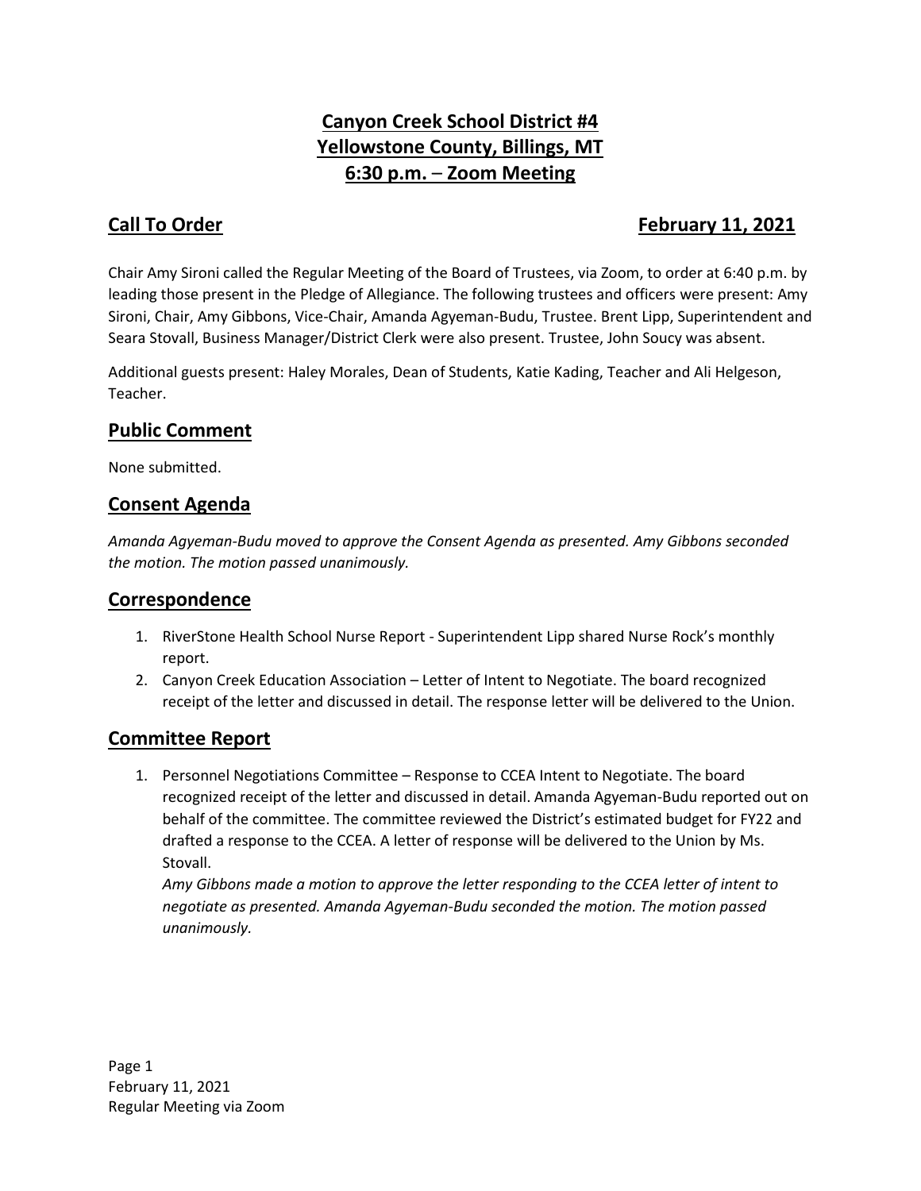# Canyon Creek School District #4
# Yellowstone County, Billings, MT
# 6:30 p.m. – Zoom Meeting

## Call To Order — February 11, 2021

Chair Amy Sironi called the Regular Meeting of the Board of Trustees, via Zoom, to order at 6:40 p.m. by leading those present in the Pledge of Allegiance. The following trustees and officers were present: Amy Sironi, Chair, Amy Gibbons, Vice-Chair, Amanda Agyeman-Budu, Trustee. Brent Lipp, Superintendent and Seara Stovall, Business Manager/District Clerk were also present. Trustee, John Soucy was absent.

Additional guests present: Haley Morales, Dean of Students, Katie Kading, Teacher and Ali Helgeson, Teacher.

## Public Comment

None submitted.

## Consent Agenda

*Amanda Agyeman-Budu moved to approve the Consent Agenda as presented. Amy Gibbons seconded the motion. The motion passed unanimously.*

## Correspondence

1. RiverStone Health School Nurse Report - Superintendent Lipp shared Nurse Rock's monthly report.
2. Canyon Creek Education Association – Letter of Intent to Negotiate. The board recognized receipt of the letter and discussed in detail. The response letter will be delivered to the Union.

## Committee Report

1. Personnel Negotiations Committee – Response to CCEA Intent to Negotiate. The board recognized receipt of the letter and discussed in detail. Amanda Agyeman-Budu reported out on behalf of the committee. The committee reviewed the District's estimated budget for FY22 and drafted a response to the CCEA. A letter of response will be delivered to the Union by Ms. Stovall.
   *Amy Gibbons made a motion to approve the letter responding to the CCEA letter of intent to negotiate as presented. Amanda Agyeman-Budu seconded the motion. The motion passed unanimously.*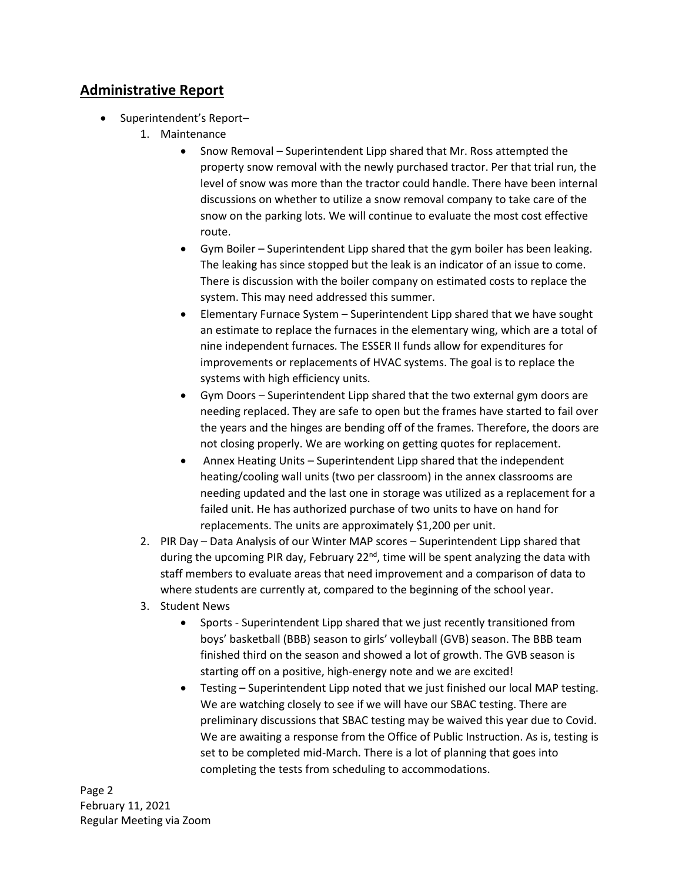## Administrative Report

- Superintendent's Report–
  1. Maintenance
     - Snow Removal – Superintendent Lipp shared that Mr. Ross attempted the property snow removal with the newly purchased tractor. Per that trial run, the level of snow was more than the tractor could handle. There have been internal discussions on whether to utilize a snow removal company to take care of the snow on the parking lots. We will continue to evaluate the most cost effective route.
     - Gym Boiler – Superintendent Lipp shared that the gym boiler has been leaking. The leaking has since stopped but the leak is an indicator of an issue to come. There is discussion with the boiler company on estimated costs to replace the system. This may need addressed this summer.
     - Elementary Furnace System – Superintendent Lipp shared that we have sought an estimate to replace the furnaces in the elementary wing, which are a total of nine independent furnaces. The ESSER II funds allow for expenditures for improvements or replacements of HVAC systems. The goal is to replace the systems with high efficiency units.
     - Gym Doors – Superintendent Lipp shared that the two external gym doors are needing replaced. They are safe to open but the frames have started to fail over the years and the hinges are bending off of the frames. Therefore, the doors are not closing properly. We are working on getting quotes for replacement.
     - Annex Heating Units – Superintendent Lipp shared that the independent heating/cooling wall units (two per classroom) in the annex classrooms are needing updated and the last one in storage was utilized as a replacement for a failed unit. He has authorized purchase of two units to have on hand for replacements. The units are approximately $1,200 per unit.
  2. PIR Day – Data Analysis of our Winter MAP scores – Superintendent Lipp shared that during the upcoming PIR day, February 22nd, time will be spent analyzing the data with staff members to evaluate areas that need improvement and a comparison of data to where students are currently at, compared to the beginning of the school year.
  3. Student News
     - Sports - Superintendent Lipp shared that we just recently transitioned from boys' basketball (BBB) season to girls' volleyball (GVB) season. The BBB team finished third on the season and showed a lot of growth. The GVB season is starting off on a positive, high-energy note and we are excited!
     - Testing – Superintendent Lipp noted that we just finished our local MAP testing. We are watching closely to see if we will have our SBAC testing. There are preliminary discussions that SBAC testing may be waived this year due to Covid. We are awaiting a response from the Office of Public Instruction. As is, testing is set to be completed mid-March. There is a lot of planning that goes into completing the tests from scheduling to accommodations.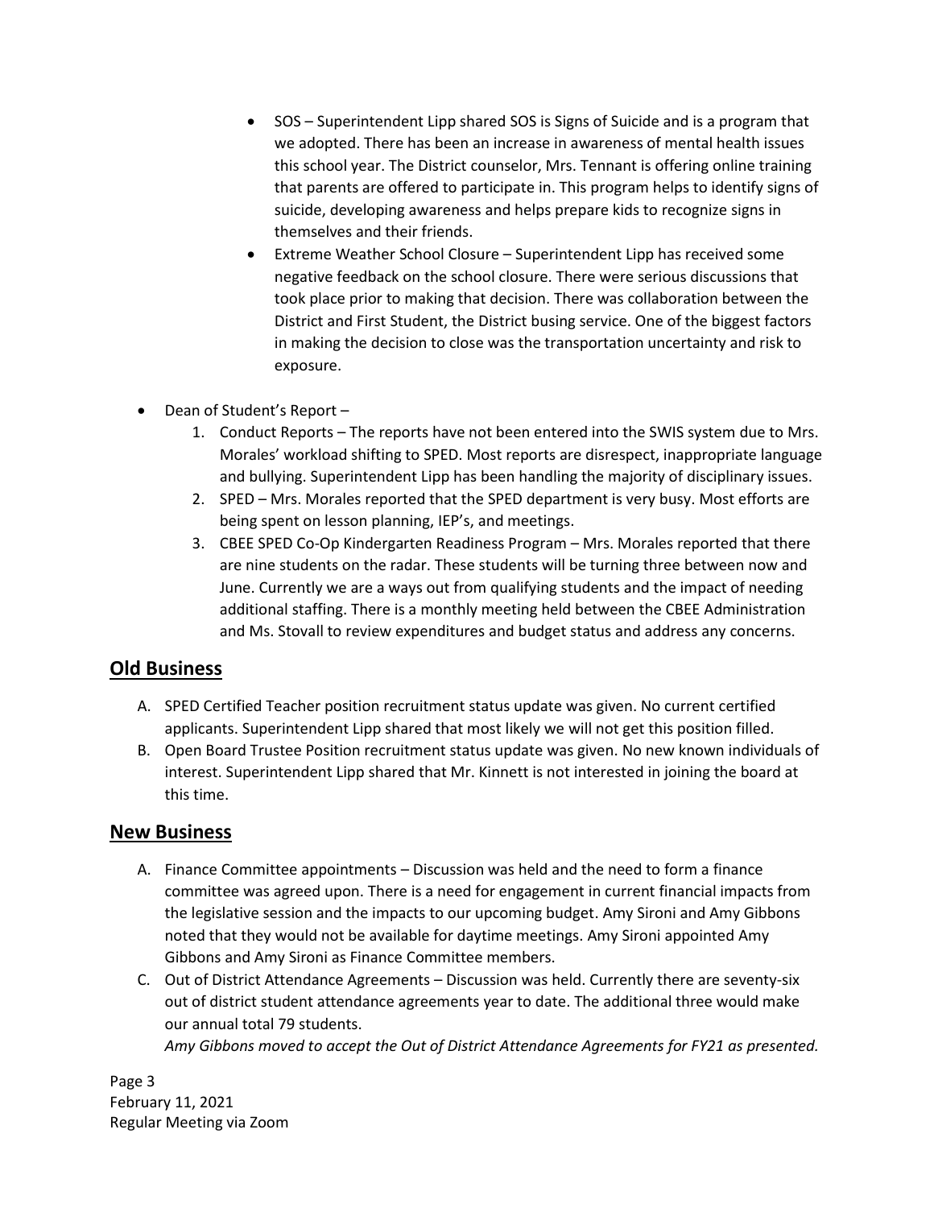- SOS – Superintendent Lipp shared SOS is Signs of Suicide and is a program that we adopted. There has been an increase in awareness of mental health issues this school year. The District counselor, Mrs. Tennant is offering online training that parents are offered to participate in. This program helps to identify signs of suicide, developing awareness and helps prepare kids to recognize signs in themselves and their friends.
- Extreme Weather School Closure – Superintendent Lipp has received some negative feedback on the school closure. There were serious discussions that took place prior to making that decision. There was collaboration between the District and First Student, the District busing service. One of the biggest factors in making the decision to close was the transportation uncertainty and risk to exposure.

- Dean of Student's Report –
  1. Conduct Reports – The reports have not been entered into the SWIS system due to Mrs. Morales' workload shifting to SPED. Most reports are disrespect, inappropriate language and bullying. Superintendent Lipp has been handling the majority of disciplinary issues.
  2. SPED – Mrs. Morales reported that the SPED department is very busy. Most efforts are being spent on lesson planning, IEP's, and meetings.
  3. CBEE SPED Co-Op Kindergarten Readiness Program – Mrs. Morales reported that there are nine students on the radar. These students will be turning three between now and June. Currently we are a ways out from qualifying students and the impact of needing additional staffing. There is a monthly meeting held between the CBEE Administration and Ms. Stovall to review expenditures and budget status and address any concerns.

## Old Business

A. SPED Certified Teacher position recruitment status update was given. No current certified applicants. Superintendent Lipp shared that most likely we will not get this position filled.

B. Open Board Trustee Position recruitment status update was given. No new known individuals of interest. Superintendent Lipp shared that Mr. Kinnett is not interested in joining the board at this time.

## New Business

A. Finance Committee appointments – Discussion was held and the need to form a finance committee was agreed upon. There is a need for engagement in current financial impacts from the legislative session and the impacts to our upcoming budget. Amy Sironi and Amy Gibbons noted that they would not be available for daytime meetings. Amy Sironi appointed Amy Gibbons and Amy Sironi as Finance Committee members.

C. Out of District Attendance Agreements – Discussion was held. Currently there are seventy-six out of district student attendance agreements year to date. The additional three would make our annual total 79 students.
*Amy Gibbons moved to accept the Out of District Attendance Agreements for FY21 as presented.*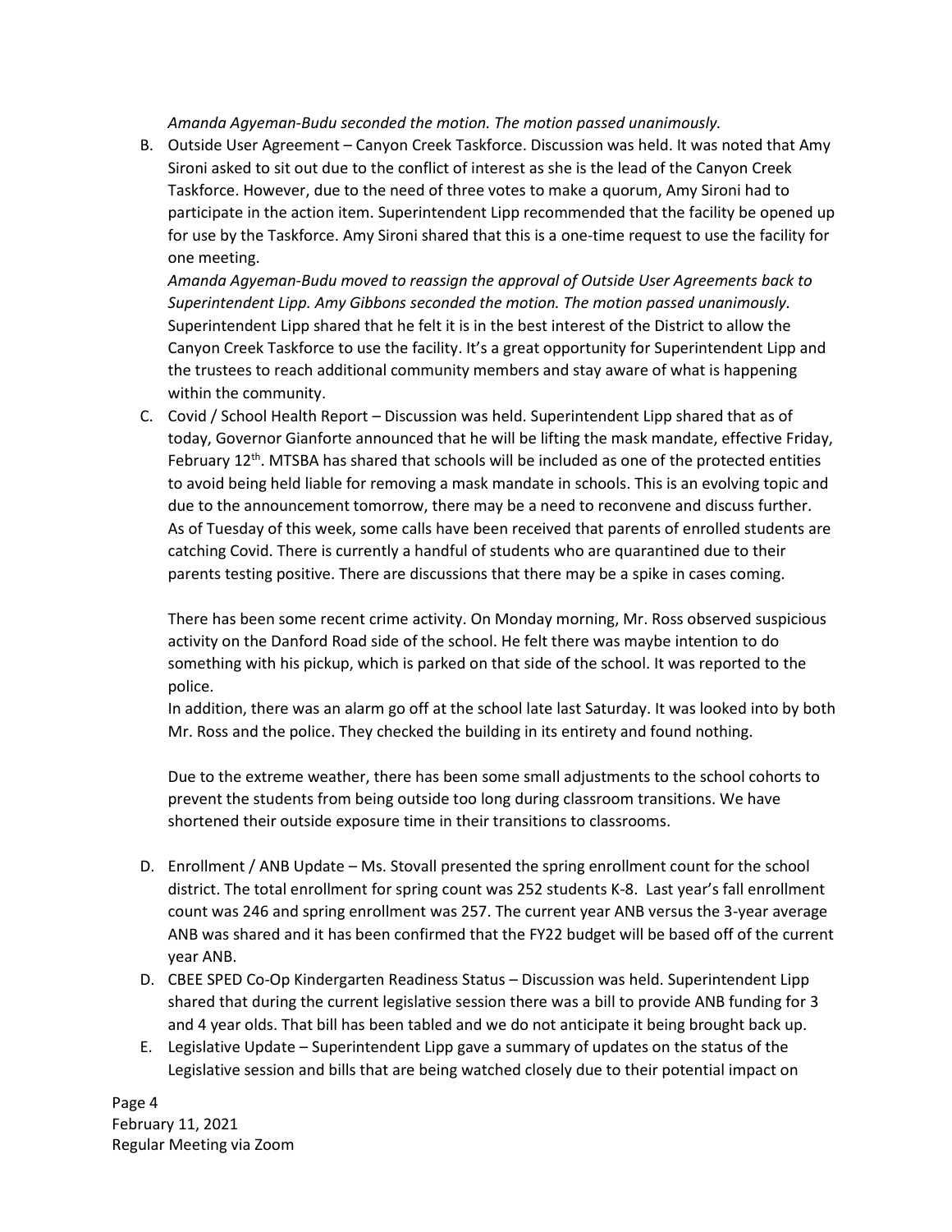*Amanda Agyeman-Budu seconded the motion. The motion passed unanimously.*

B. Outside User Agreement – Canyon Creek Taskforce. Discussion was held. It was noted that Amy Sironi asked to sit out due to the conflict of interest as she is the lead of the Canyon Creek Taskforce. However, due to the need of three votes to make a quorum, Amy Sironi had to participate in the action item. Superintendent Lipp recommended that the facility be opened up for use by the Taskforce. Amy Sironi shared that this is a one-time request to use the facility for one meeting.

   *Amanda Agyeman-Budu moved to reassign the approval of Outside User Agreements back to Superintendent Lipp. Amy Gibbons seconded the motion. The motion passed unanimously.* Superintendent Lipp shared that he felt it is in the best interest of the District to allow the Canyon Creek Taskforce to use the facility. It's a great opportunity for Superintendent Lipp and the trustees to reach additional community members and stay aware of what is happening within the community.

C. Covid / School Health Report – Discussion was held. Superintendent Lipp shared that as of today, Governor Gianforte announced that he will be lifting the mask mandate, effective Friday, February 12th. MTSBA has shared that schools will be included as one of the protected entities to avoid being held liable for removing a mask mandate in schools. This is an evolving topic and due to the announcement tomorrow, there may be a need to reconvene and discuss further. As of Tuesday of this week, some calls have been received that parents of enrolled students are catching Covid. There is currently a handful of students who are quarantined due to their parents testing positive. There are discussions that there may be a spike in cases coming.

   There has been some recent crime activity. On Monday morning, Mr. Ross observed suspicious activity on the Danford Road side of the school. He felt there was maybe intention to do something with his pickup, which is parked on that side of the school. It was reported to the police.

   In addition, there was an alarm go off at the school late last Saturday. It was looked into by both Mr. Ross and the police. They checked the building in its entirety and found nothing.

   Due to the extreme weather, there has been some small adjustments to the school cohorts to prevent the students from being outside too long during classroom transitions. We have shortened their outside exposure time in their transitions to classrooms.

D. Enrollment / ANB Update – Ms. Stovall presented the spring enrollment count for the school district. The total enrollment for spring count was 252 students K-8. Last year's fall enrollment count was 246 and spring enrollment was 257. The current year ANB versus the 3-year average ANB was shared and it has been confirmed that the FY22 budget will be based off of the current year ANB.

D. CBEE SPED Co-Op Kindergarten Readiness Status – Discussion was held. Superintendent Lipp shared that during the current legislative session there was a bill to provide ANB funding for 3 and 4 year olds. That bill has been tabled and we do not anticipate it being brought back up.

E. Legislative Update – Superintendent Lipp gave a summary of updates on the status of the Legislative session and bills that are being watched closely due to their potential impact on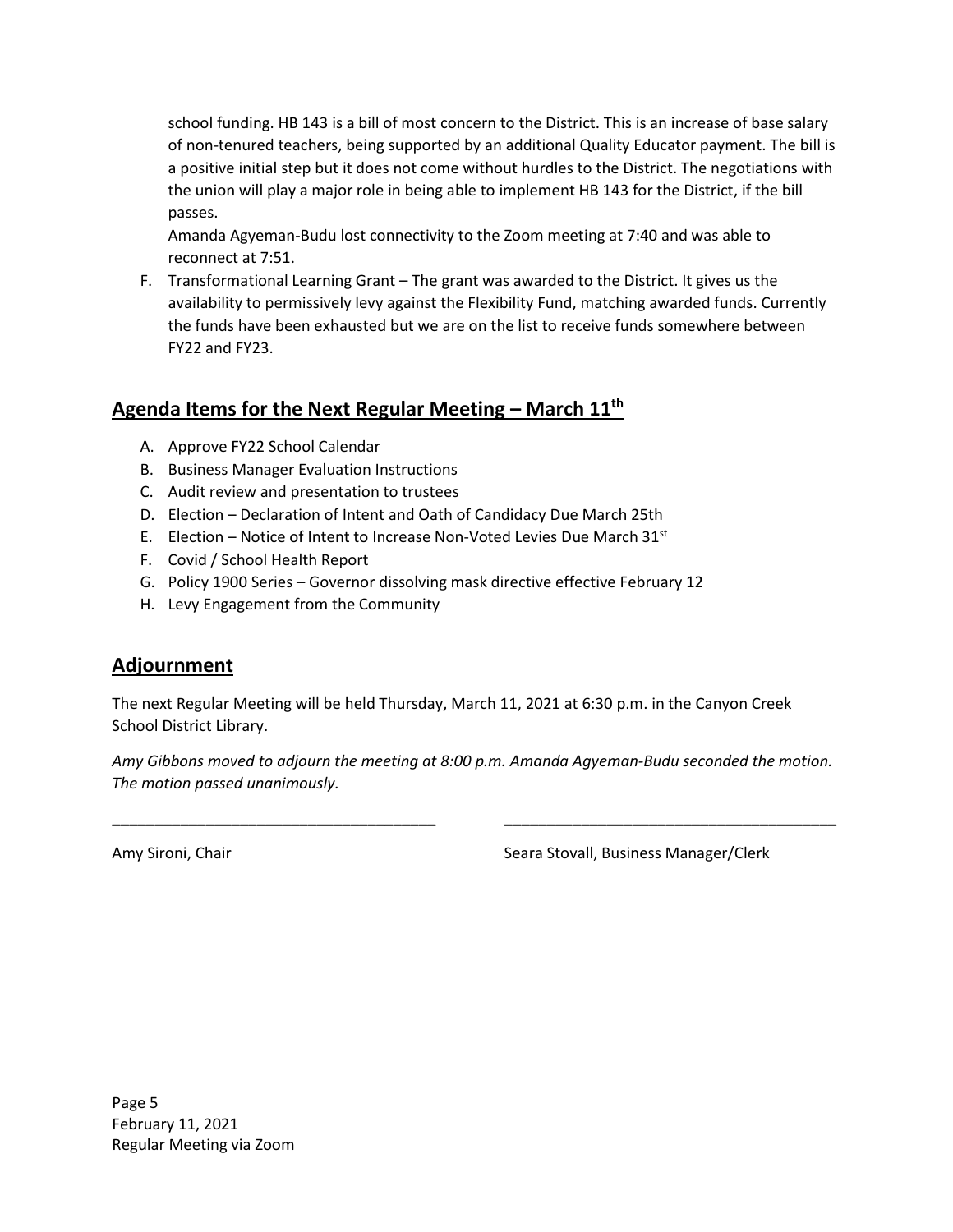school funding. HB 143 is a bill of most concern to the District. This is an increase of base salary of non-tenured teachers, being supported by an additional Quality Educator payment. The bill is a positive initial step but it does not come without hurdles to the District. The negotiations with the union will play a major role in being able to implement HB 143 for the District, if the bill passes.

Amanda Agyeman-Budu lost connectivity to the Zoom meeting at 7:40 and was able to reconnect at 7:51.

F. Transformational Learning Grant – The grant was awarded to the District. It gives us the availability to permissively levy against the Flexibility Fund, matching awarded funds. Currently the funds have been exhausted but we are on the list to receive funds somewhere between FY22 and FY23.

## Agenda Items for the Next Regular Meeting – March 11th

A. Approve FY22 School Calendar
B. Business Manager Evaluation Instructions
C. Audit review and presentation to trustees
D. Election – Declaration of Intent and Oath of Candidacy Due March 25th
E. Election – Notice of Intent to Increase Non-Voted Levies Due March 31st
F. Covid / School Health Report
G. Policy 1900 Series – Governor dissolving mask directive effective February 12
H. Levy Engagement from the Community

## Adjournment

The next Regular Meeting will be held Thursday, March 11, 2021 at 6:30 p.m. in the Canyon Creek School District Library.

*Amy Gibbons moved to adjourn the meeting at 8:00 p.m. Amanda Agyeman-Budu seconded the motion. The motion passed unanimously.*

_______________________________ _______________________________

Amy Sironi, Chair Seara Stovall, Business Manager/Clerk